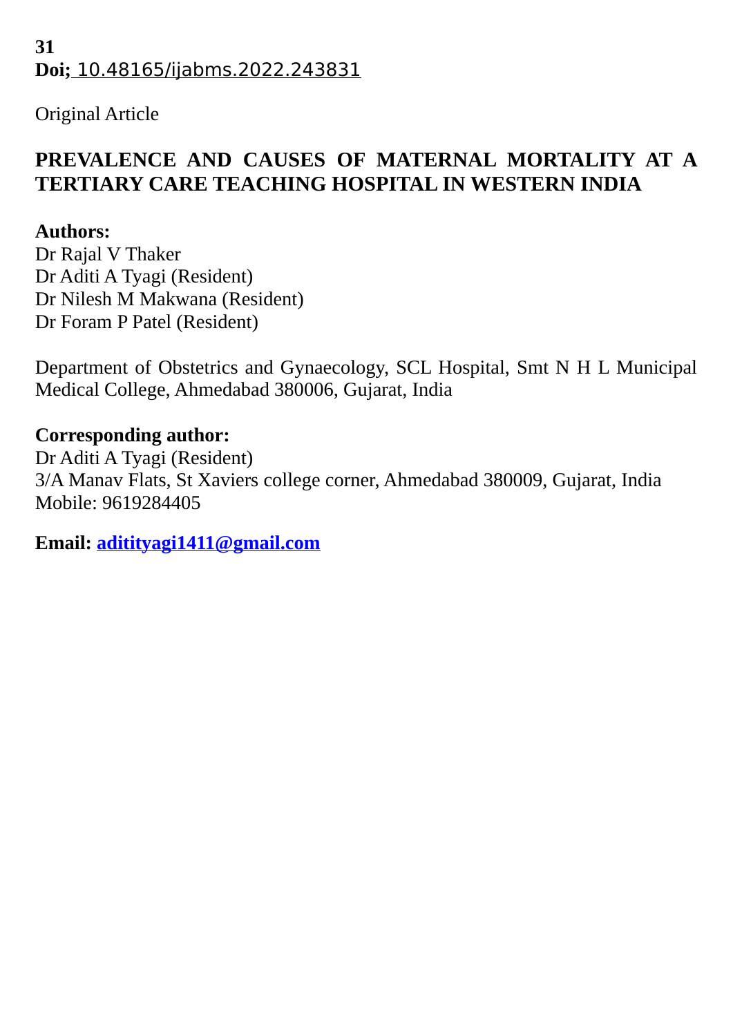**31**
**Doi;** 10.48165/ijabms.2022.243831

Original Article

# PREVALENCE AND CAUSES OF MATERNAL MORTALITY AT A TERTIARY CARE TEACHING HOSPITAL IN WESTERN INDIA

**Authors:**
Dr Rajal V Thaker
Dr Aditi A Tyagi (Resident)
Dr Nilesh M Makwana (Resident)
Dr Foram P Patel (Resident)

Department of Obstetrics and Gynaecology, SCL Hospital, Smt N H L Municipal Medical College, Ahmedabad 380006, Gujarat, India

**Corresponding author:**
Dr Aditi A Tyagi (Resident)
3/A Manav Flats, St Xaviers college corner, Ahmedabad 380009, Gujarat, India
Mobile: 9619284405

**Email: adityagi1411@gmail.com**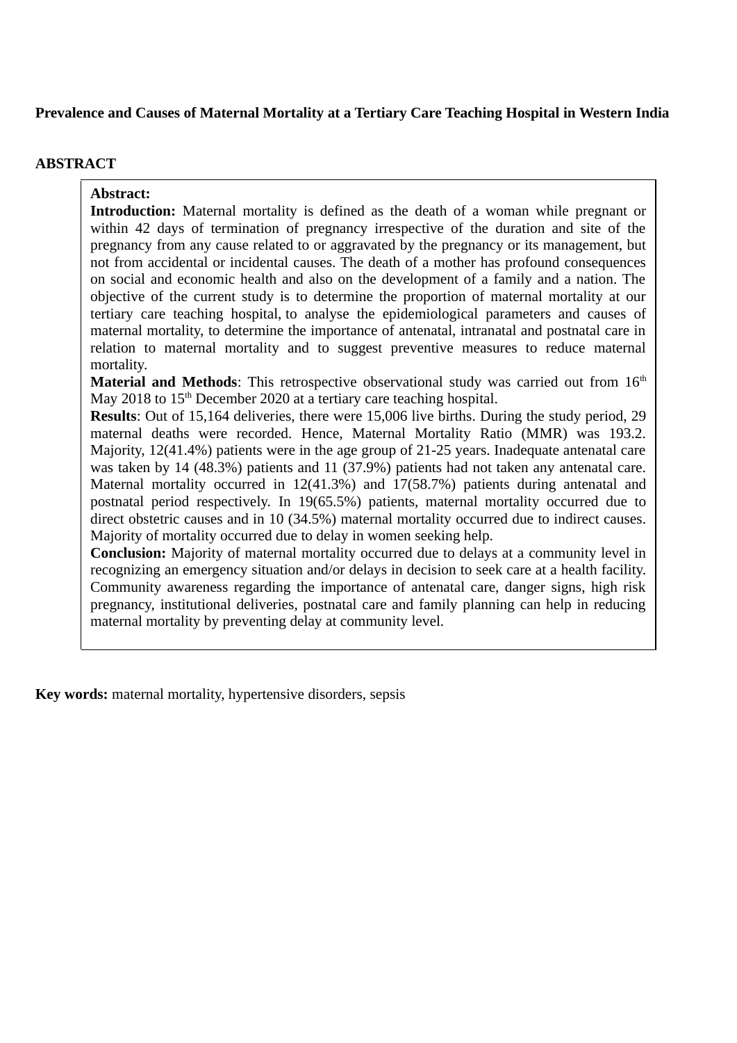**Prevalence and Causes of Maternal Mortality at a Tertiary Care Teaching Hospital in Western India**

## ABSTRACT

**Abstract:**

**Introduction:** Maternal mortality is defined as the death of a woman while pregnant or within 42 days of termination of pregnancy irrespective of the duration and site of the pregnancy from any cause related to or aggravated by the pregnancy or its management, but not from accidental or incidental causes. The death of a mother has profound consequences on social and economic health and also on the development of a family and a nation. The objective of the current study is to determine the proportion of maternal mortality at our tertiary care teaching hospital, to analyse the epidemiological parameters and causes of maternal mortality, to determine the importance of antenatal, intranatal and postnatal care in relation to maternal mortality and to suggest preventive measures to reduce maternal mortality.

**Material and Methods**: This retrospective observational study was carried out from 16th May 2018 to 15th December 2020 at a tertiary care teaching hospital.

**Results**: Out of 15,164 deliveries, there were 15,006 live births. During the study period, 29 maternal deaths were recorded. Hence, Maternal Mortality Ratio (MMR) was 193.2. Majority, 12(41.4%) patients were in the age group of 21-25 years. Inadequate antenatal care was taken by 14 (48.3%) patients and 11 (37.9%) patients had not taken any antenatal care. Maternal mortality occurred in 12(41.3%) and 17(58.7%) patients during antenatal and postnatal period respectively. In 19(65.5%) patients, maternal mortality occurred due to direct obstetric causes and in 10 (34.5%) maternal mortality occurred due to indirect causes. Majority of mortality occurred due to delay in women seeking help.

**Conclusion:** Majority of maternal mortality occurred due to delays at a community level in recognizing an emergency situation and/or delays in decision to seek care at a health facility. Community awareness regarding the importance of antenatal care, danger signs, high risk pregnancy, institutional deliveries, postnatal care and family planning can help in reducing maternal mortality by preventing delay at community level.

**Key words:** maternal mortality, hypertensive disorders, sepsis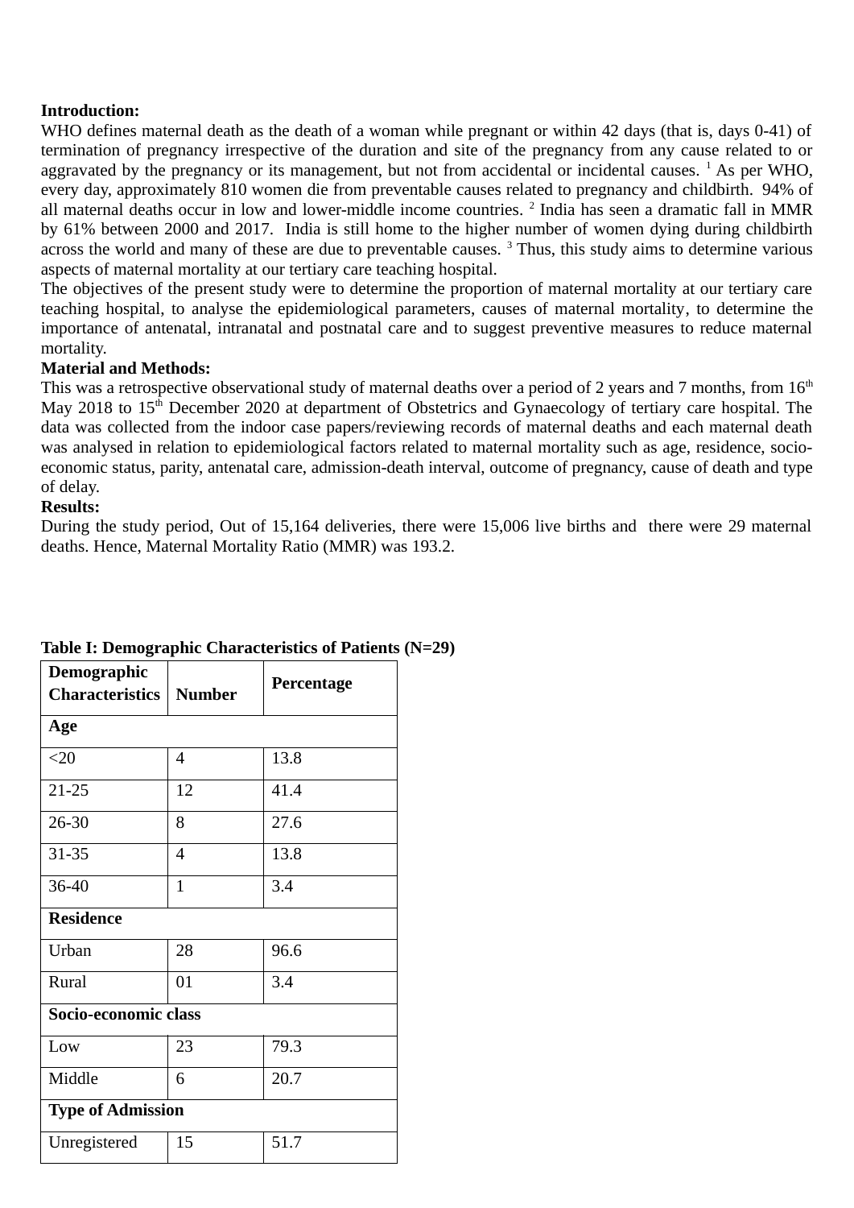**Introduction:**

WHO defines maternal death as the death of a woman while pregnant or within 42 days (that is, days 0-41) of termination of pregnancy irrespective of the duration and site of the pregnancy from any cause related to or aggravated by the pregnancy or its management, but not from accidental or incidental causes. [1] As per WHO, every day, approximately 810 women die from preventable causes related to pregnancy and childbirth. 94% of all maternal deaths occur in low and lower-middle income countries. [2] India has seen a dramatic fall in MMR by 61% between 2000 and 2017. India is still home to the higher number of women dying during childbirth across the world and many of these are due to preventable causes. [3] Thus, this study aims to determine various aspects of maternal mortality at our tertiary care teaching hospital.

The objectives of the present study were to determine the proportion of maternal mortality at our tertiary care teaching hospital, to analyse the epidemiological parameters, causes of maternal mortality, to determine the importance of antenatal, intranatal and postnatal care and to suggest preventive measures to reduce maternal mortality.

**Material and Methods:**

This was a retrospective observational study of maternal deaths over a period of 2 years and 7 months, from 16th May 2018 to 15th December 2020 at department of Obstetrics and Gynaecology of tertiary care hospital. The data was collected from the indoor case papers/reviewing records of maternal deaths and each maternal death was analysed in relation to epidemiological factors related to maternal mortality such as age, residence, socio-economic status, parity, antenatal care, admission-death interval, outcome of pregnancy, cause of death and type of delay.

**Results:**

During the study period, Out of 15,164 deliveries, there were 15,006 live births and there were 29 maternal deaths. Hence, Maternal Mortality Ratio (MMR) was 193.2.

**Table I: Demographic Characteristics of Patients (N=29)**

| Demographic Characteristics | Number | Percentage |
|---|---|---|
| **Age** | | |
| <20 | 4 | 13.8 |
| 21-25 | 12 | 41.4 |
| 26-30 | 8 | 27.6 |
| 31-35 | 4 | 13.8 |
| 36-40 | 1 | 3.4 |
| **Residence** | | |
| Urban | 28 | 96.6 |
| Rural | 01 | 3.4 |
| **Socio-economic class** | | |
| Low | 23 | 79.3 |
| Middle | 6 | 20.7 |
| **Type of Admission** | | |
| Unregistered | 15 | 51.7 |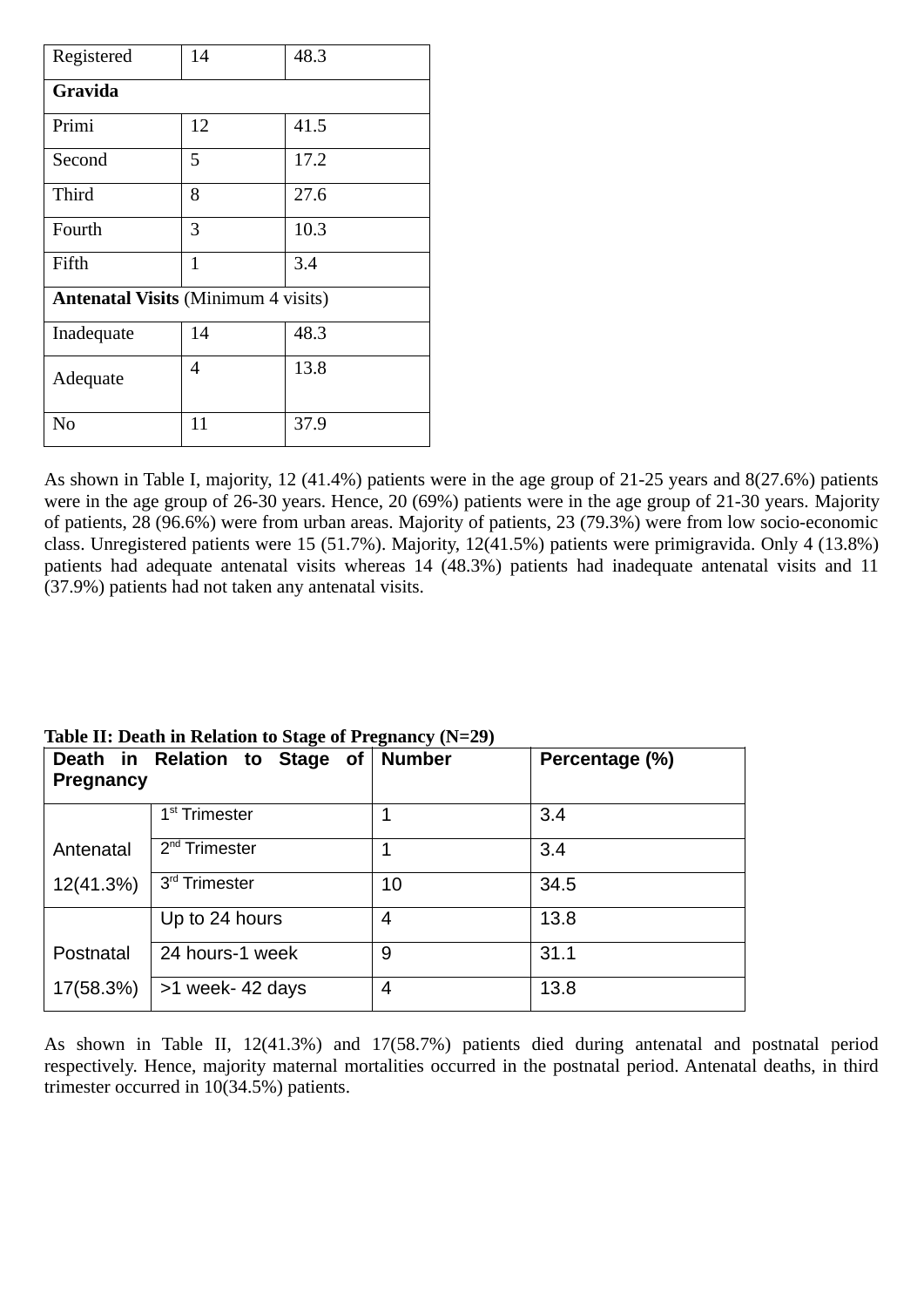| Registered | 14 | 48.3 |
|---|---|---|
| **Gravida** | | |
| Primi | 12 | 41.5 |
| Second | 5 | 17.2 |
| Third | 8 | 27.6 |
| Fourth | 3 | 10.3 |
| Fifth | 1 | 3.4 |
| **Antenatal Visits** (Minimum 4 visits) | | |
| Inadequate | 14 | 48.3 |
| Adequate | 4 | 13.8 |
| No | 11 | 37.9 |

As shown in Table I, majority, 12 (41.4%) patients were in the age group of 21-25 years and 8(27.6%) patients were in the age group of 26-30 years. Hence, 20 (69%) patients were in the age group of 21-30 years. Majority of patients, 28 (96.6%) were from urban areas. Majority of patients, 23 (79.3%) were from low socio-economic class. Unregistered patients were 15 (51.7%). Majority, 12(41.5%) patients were primigravida. Only 4 (13.8%) patients had adequate antenatal visits whereas 14 (48.3%) patients had inadequate antenatal visits and 11 (37.9%) patients had not taken any antenatal visits.

**Table II: Death in Relation to Stage of Pregnancy (N=29)**

| Death in Relation to Stage of Pregnancy | | Number | Percentage (%) |
|---|---|---|---|
| Antenatal 12(41.3%) | 1st Trimester | 1 | 3.4 |
| | 2nd Trimester | 1 | 3.4 |
| | 3rd Trimester | 10 | 34.5 |
| Postnatal 17(58.3%) | Up to 24 hours | 4 | 13.8 |
| | 24 hours-1 week | 9 | 31.1 |
| | >1 week- 42 days | 4 | 13.8 |

As shown in Table II, 12(41.3%) and 17(58.7%) patients died during antenatal and postnatal period respectively. Hence, majority maternal mortalities occurred in the postnatal period. Antenatal deaths, in third trimester occurred in 10(34.5%) patients.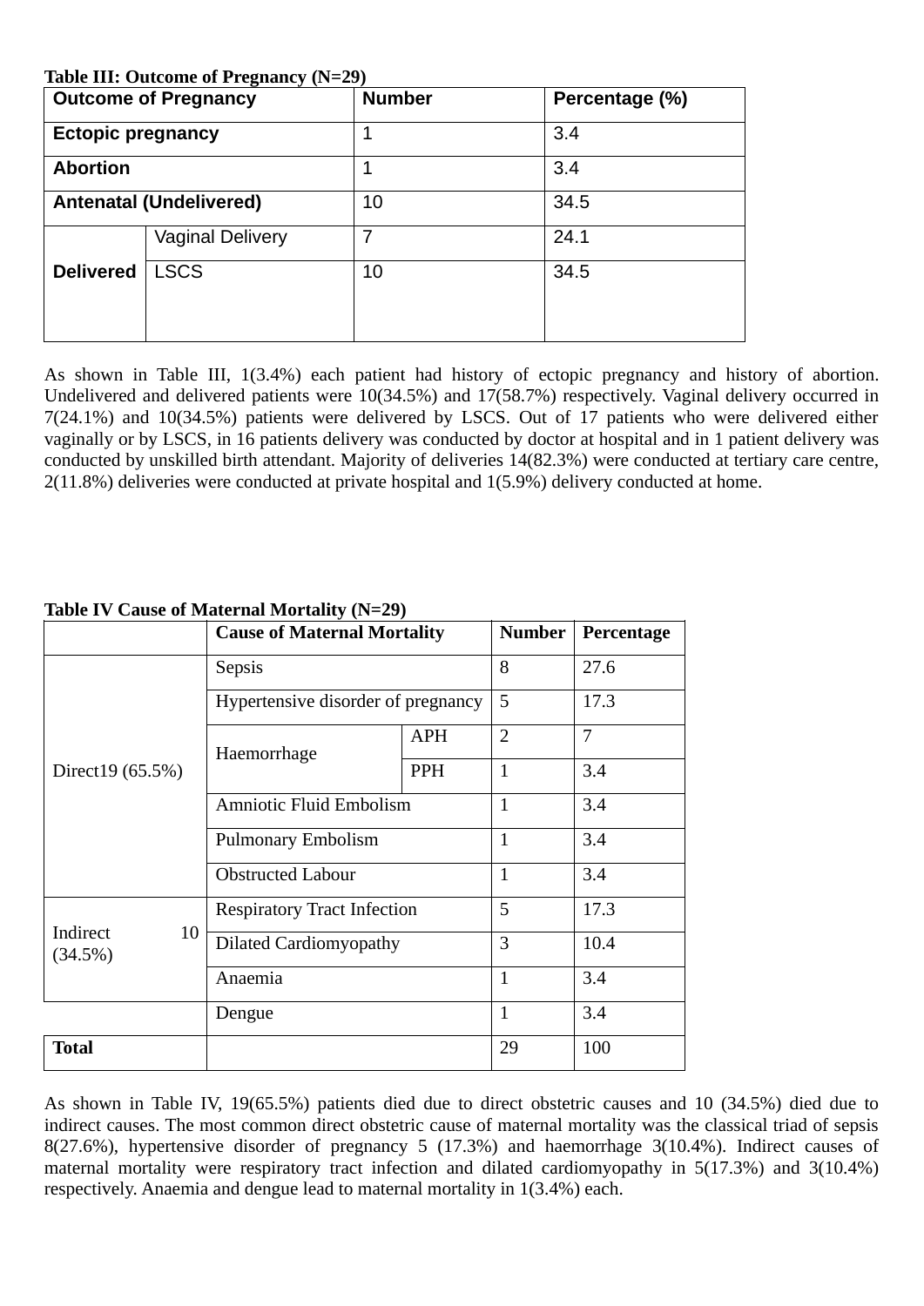**Table III: Outcome of Pregnancy (N=29)**

| Outcome of Pregnancy | | Number | Percentage (%) |
|---|---|---|---|
| **Ectopic pregnancy** | | 1 | 3.4 |
| **Abortion** | | 1 | 3.4 |
| **Antenatal (Undelivered)** | | 10 | 34.5 |
| **Delivered** | Vaginal Delivery | 7 | 24.1 |
| | LSCS | 10 | 34.5 |

As shown in Table III, 1(3.4%) each patient had history of ectopic pregnancy and history of abortion. Undelivered and delivered patients were 10(34.5%) and 17(58.7%) respectively. Vaginal delivery occurred in 7(24.1%) and 10(34.5%) patients were delivered by LSCS. Out of 17 patients who were delivered either vaginally or by LSCS, in 16 patients delivery was conducted by doctor at hospital and in 1 patient delivery was conducted by unskilled birth attendant. Majority of deliveries 14(82.3%) were conducted at tertiary care centre, 2(11.8%) deliveries were conducted at private hospital and 1(5.9%) delivery conducted at home.

**Table IV Cause of Maternal Mortality (N=29)**

| | Cause of Maternal Mortality | | Number | Percentage |
|---|---|---|---|---|
| Direct19 (65.5%) | Sepsis | | 8 | 27.6 |
| | Hypertensive disorder of pregnancy | | 5 | 17.3 |
| | Haemorrhage | APH | 2 | 7 |
| | | PPH | 1 | 3.4 |
| | Amniotic Fluid Embolism | | 1 | 3.4 |
| | Pulmonary Embolism | | 1 | 3.4 |
| | Obstructed Labour | | 1 | 3.4 |
| Indirect 10 (34.5%) | Respiratory Tract Infection | | 5 | 17.3 |
| | Dilated Cardiomyopathy | | 3 | 10.4 |
| | Anaemia | | 1 | 3.4 |
| | Dengue | | 1 | 3.4 |
| **Total** | | | 29 | 100 |

As shown in Table IV, 19(65.5%) patients died due to direct obstetric causes and 10 (34.5%) died due to indirect causes. The most common direct obstetric cause of maternal mortality was the classical triad of sepsis 8(27.6%), hypertensive disorder of pregnancy 5 (17.3%) and haemorrhage 3(10.4%). Indirect causes of maternal mortality were respiratory tract infection and dilated cardiomyopathy in 5(17.3%) and 3(10.4%) respectively. Anaemia and dengue lead to maternal mortality in 1(3.4%) each.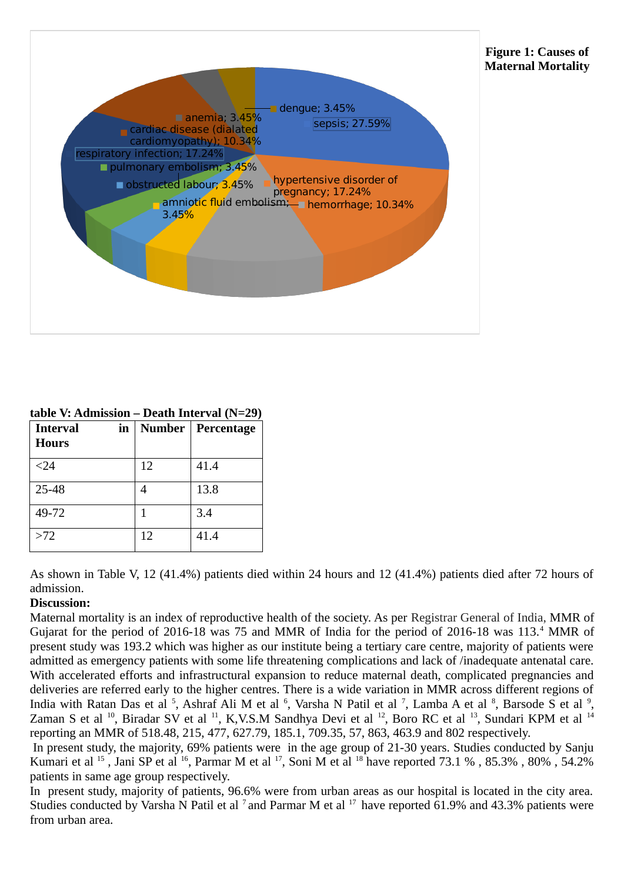**Figure 1: Causes of Maternal Mortality**

dengue; 3.45%
sepsis; 27.59%
anemia; 3.45%
cardiac disease (dialated cardiomyopathy); 10.34%
respiratory infection; 17.24%
pulmonary embolism; 3.45%
obstructed labour; 3.45%
hypertensive disorder of pregnancy; 17.24%
amniotic fluid embolism; 3.45%
hemorrhage; 10.34%

**table V: Admission – Death Interval (N=29)**

| Interval in Hours | Number | Percentage |
|---|---|---|
| <24 | 12 | 41.4 |
| 25-48 | 4 | 13.8 |
| 49-72 | 1 | 3.4 |
| >72 | 12 | 41.4 |

As shown in Table V, 12 (41.4%) patients died within 24 hours and 12 (41.4%) patients died after 72 hours of admission.

**Discussion:**

Maternal mortality is an index of reproductive health of the society. As per Registrar General of India, MMR of Gujarat for the period of 2016-18 was 75 and MMR of India for the period of 2016-18 was 113.[4] MMR of present study was 193.2 which was higher as our institute being a tertiary care centre, majority of patients were admitted as emergency patients with some life threatening complications and lack of /inadequate antenatal care. With accelerated efforts and infrastructural expansion to reduce maternal death, complicated pregnancies and deliveries are referred early to the higher centres. There is a wide variation in MMR across different regions of India with Ratan Das et al [5], Ashraf Ali M et al [6], Varsha N Patil et al [7], Lamba A et al [8], Barsode S et al [9], Zaman S et al [10], Biradar SV et al [11], K,V.S.M Sandhya Devi et al [12], Boro RC et al [13], Sundari KPM et al [14] reporting an MMR of 518.48, 215, 477, 627.79, 185.1, 709.35, 57, 863, 463.9 and 802 respectively.

In present study, the majority, 69% patients were in the age group of 21-30 years. Studies conducted by Sanju Kumari et al [15] , Jani SP et al [16], Parmar M et al [17], Soni M et al [18] have reported 73.1 % , 85.3% , 80% , 54.2% patients in same age group respectively.

In present study, majority of patients, 96.6% were from urban areas as our hospital is located in the city area. Studies conducted by Varsha N Patil et al [7] and Parmar M et al [17] have reported 61.9% and 43.3% patients were from urban area.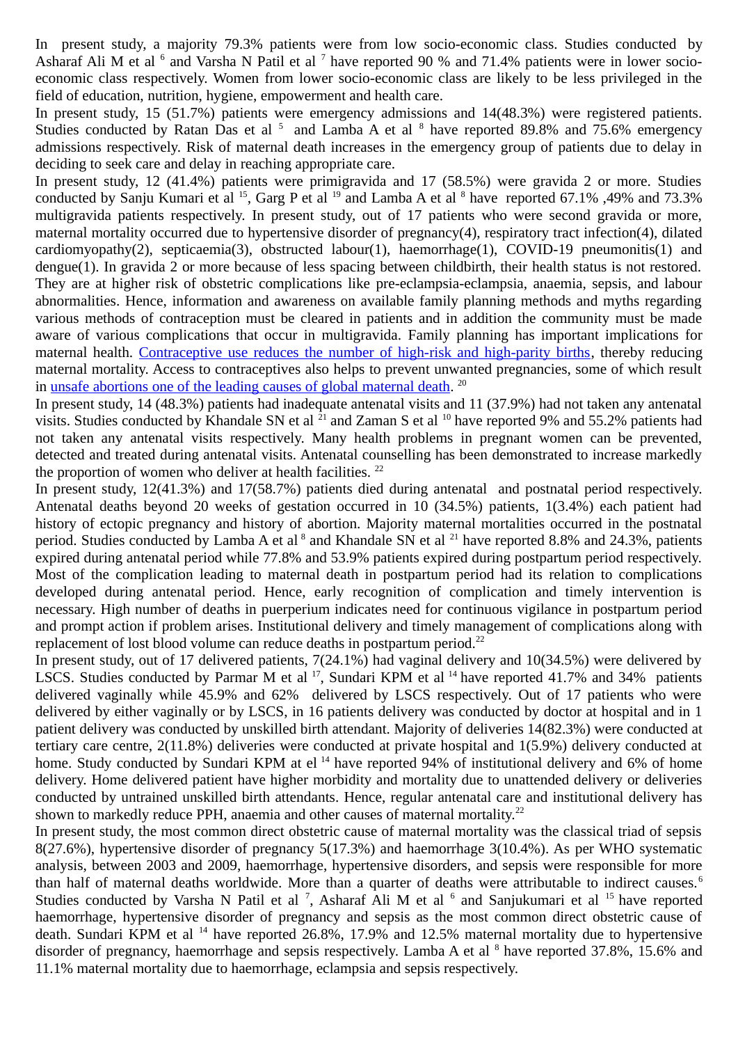In present study, a majority 79.3% patients were from low socio-economic class. Studies conducted by Asharaf Ali M et al [6] and Varsha N Patil et al [7] have reported 90 % and 71.4% patients were in lower socio-economic class respectively. Women from lower socio-economic class are likely to be less privileged in the field of education, nutrition, hygiene, empowerment and health care.

In present study, 15 (51.7%) patients were emergency admissions and 14(48.3%) were registered patients. Studies conducted by Ratan Das et al [5] and Lamba A et al [8] have reported 89.8% and 75.6% emergency admissions respectively. Risk of maternal death increases in the emergency group of patients due to delay in deciding to seek care and delay in reaching appropriate care.

In present study, 12 (41.4%) patients were primigravida and 17 (58.5%) were gravida 2 or more. Studies conducted by Sanju Kumari et al [15], Garg P et al [19] and Lamba A et al [8] have reported 67.1% ,49% and 73.3% multigravida patients respectively. In present study, out of 17 patients who were second gravida or more, maternal mortality occurred due to hypertensive disorder of pregnancy(4), respiratory tract infection(4), dilated cardiomyopathy(2), septicaemia(3), obstructed labour(1), haemorrhage(1), COVID-19 pneumonitis(1) and dengue(1). In gravida 2 or more because of less spacing between childbirth, their health status is not restored. They are at higher risk of obstetric complications like pre-eclampsia-eclampsia, anaemia, sepsis, and labour abnormalities. Hence, information and awareness on available family planning methods and myths regarding various methods of contraception must be cleared in patients and in addition the community must be made aware of various complications that occur in multigravida. Family planning has important implications for maternal health. Contraceptive use reduces the number of high-risk and high-parity births, thereby reducing maternal mortality. Access to contraceptives also helps to prevent unwanted pregnancies, some of which result in unsafe abortions one of the leading causes of global maternal death. [20]

In present study, 14 (48.3%) patients had inadequate antenatal visits and 11 (37.9%) had not taken any antenatal visits. Studies conducted by Khandale SN et al [21] and Zaman S et al [10] have reported 9% and 55.2% patients had not taken any antenatal visits respectively. Many health problems in pregnant women can be prevented, detected and treated during antenatal visits. Antenatal counselling has been demonstrated to increase markedly the proportion of women who deliver at health facilities. [22]

In present study, 12(41.3%) and 17(58.7%) patients died during antenatal and postnatal period respectively. Antenatal deaths beyond 20 weeks of gestation occurred in 10 (34.5%) patients, 1(3.4%) each patient had history of ectopic pregnancy and history of abortion. Majority maternal mortalities occurred in the postnatal period. Studies conducted by Lamba A et al [8] and Khandale SN et al [21] have reported 8.8% and 24.3%, patients expired during antenatal period while 77.8% and 53.9% patients expired during postpartum period respectively. Most of the complication leading to maternal death in postpartum period had its relation to complications developed during antenatal period. Hence, early recognition of complication and timely intervention is necessary. High number of deaths in puerperium indicates need for continuous vigilance in postpartum period and prompt action if problem arises. Institutional delivery and timely management of complications along with replacement of lost blood volume can reduce deaths in postpartum period.[22]

In present study, out of 17 delivered patients, 7(24.1%) had vaginal delivery and 10(34.5%) were delivered by LSCS. Studies conducted by Parmar M et al [17], Sundari KPM et al [14] have reported 41.7% and 34% patients delivered vaginally while 45.9% and 62% delivered by LSCS respectively. Out of 17 patients who were delivered by either vaginally or by LSCS, in 16 patients delivery was conducted by doctor at hospital and in 1 patient delivery was conducted by unskilled birth attendant. Majority of deliveries 14(82.3%) were conducted at tertiary care centre, 2(11.8%) deliveries were conducted at private hospital and 1(5.9%) delivery conducted at home. Study conducted by Sundari KPM at el [14] have reported 94% of institutional delivery and 6% of home delivery. Home delivered patient have higher morbidity and mortality due to unattended delivery or deliveries conducted by untrained unskilled birth attendants. Hence, regular antenatal care and institutional delivery has shown to markedly reduce PPH, anaemia and other causes of maternal mortality.[22]

In present study, the most common direct obstetric cause of maternal mortality was the classical triad of sepsis 8(27.6%), hypertensive disorder of pregnancy 5(17.3%) and haemorrhage 3(10.4%). As per WHO systematic analysis, between 2003 and 2009, haemorrhage, hypertensive disorders, and sepsis were responsible for more than half of maternal deaths worldwide. More than a quarter of deaths were attributable to indirect causes.[6] Studies conducted by Varsha N Patil et al [7], Asharaf Ali M et al [6] and Sanjukumari et al [15] have reported haemorrhage, hypertensive disorder of pregnancy and sepsis as the most common direct obstetric cause of death. Sundari KPM et al [14] have reported 26.8%, 17.9% and 12.5% maternal mortality due to hypertensive disorder of pregnancy, haemorrhage and sepsis respectively. Lamba A et al [8] have reported 37.8%, 15.6% and 11.1% maternal mortality due to haemorrhage, eclampsia and sepsis respectively.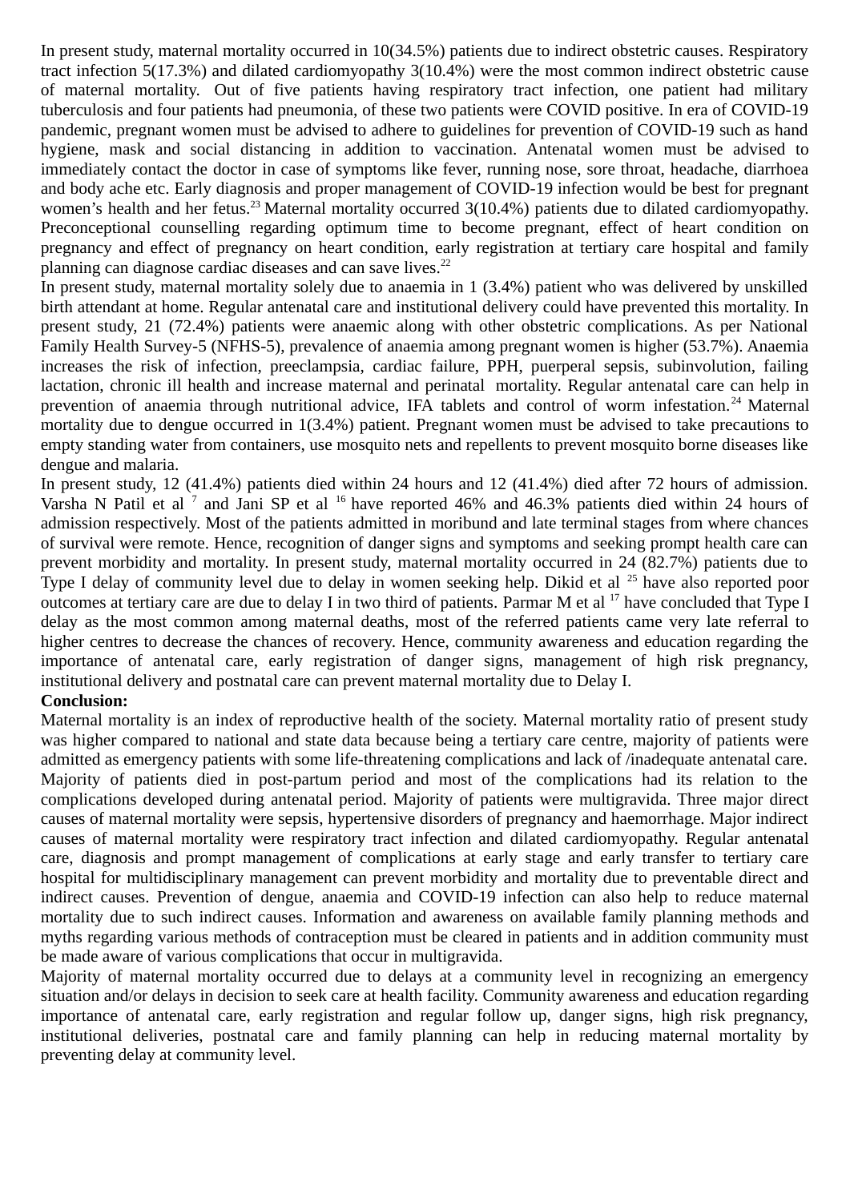In present study, maternal mortality occurred in 10(34.5%) patients due to indirect obstetric causes. Respiratory tract infection 5(17.3%) and dilated cardiomyopathy 3(10.4%) were the most common indirect obstetric cause of maternal mortality. Out of five patients having respiratory tract infection, one patient had military tuberculosis and four patients had pneumonia, of these two patients were COVID positive. In era of COVID-19 pandemic, pregnant women must be advised to adhere to guidelines for prevention of COVID-19 such as hand hygiene, mask and social distancing in addition to vaccination. Antenatal women must be advised to immediately contact the doctor in case of symptoms like fever, running nose, sore throat, headache, diarrhoea and body ache etc. Early diagnosis and proper management of COVID-19 infection would be best for pregnant women's health and her fetus.[23] Maternal mortality occurred 3(10.4%) patients due to dilated cardiomyopathy. Preconceptional counselling regarding optimum time to become pregnant, effect of heart condition on pregnancy and effect of pregnancy on heart condition, early registration at tertiary care hospital and family planning can diagnose cardiac diseases and can save lives.[22]

In present study, maternal mortality solely due to anaemia in 1 (3.4%) patient who was delivered by unskilled birth attendant at home. Regular antenatal care and institutional delivery could have prevented this mortality. In present study, 21 (72.4%) patients were anaemic along with other obstetric complications. As per National Family Health Survey-5 (NFHS-5), prevalence of anaemia among pregnant women is higher (53.7%). Anaemia increases the risk of infection, preeclampsia, cardiac failure, PPH, puerperal sepsis, subinvolution, failing lactation, chronic ill health and increase maternal and perinatal mortality. Regular antenatal care can help in prevention of anaemia through nutritional advice, IFA tablets and control of worm infestation.[24] Maternal mortality due to dengue occurred in 1(3.4%) patient. Pregnant women must be advised to take precautions to empty standing water from containers, use mosquito nets and repellents to prevent mosquito borne diseases like dengue and malaria.

In present study, 12 (41.4%) patients died within 24 hours and 12 (41.4%) died after 72 hours of admission. Varsha N Patil et al [7] and Jani SP et al [16] have reported 46% and 46.3% patients died within 24 hours of admission respectively. Most of the patients admitted in moribund and late terminal stages from where chances of survival were remote. Hence, recognition of danger signs and symptoms and seeking prompt health care can prevent morbidity and mortality. In present study, maternal mortality occurred in 24 (82.7%) patients due to Type I delay of community level due to delay in women seeking help. Dikid et al [25] have also reported poor outcomes at tertiary care are due to delay I in two third of patients. Parmar M et al [17] have concluded that Type I delay as the most common among maternal deaths, most of the referred patients came very late referral to higher centres to decrease the chances of recovery. Hence, community awareness and education regarding the importance of antenatal care, early registration of danger signs, management of high risk pregnancy, institutional delivery and postnatal care can prevent maternal mortality due to Delay I.

**Conclusion:**

Maternal mortality is an index of reproductive health of the society. Maternal mortality ratio of present study was higher compared to national and state data because being a tertiary care centre, majority of patients were admitted as emergency patients with some life-threatening complications and lack of /inadequate antenatal care. Majority of patients died in post-partum period and most of the complications had its relation to the complications developed during antenatal period. Majority of patients were multigravida. Three major direct causes of maternal mortality were sepsis, hypertensive disorders of pregnancy and haemorrhage. Major indirect causes of maternal mortality were respiratory tract infection and dilated cardiomyopathy. Regular antenatal care, diagnosis and prompt management of complications at early stage and early transfer to tertiary care hospital for multidisciplinary management can prevent morbidity and mortality due to preventable direct and indirect causes. Prevention of dengue, anaemia and COVID-19 infection can also help to reduce maternal mortality due to such indirect causes. Information and awareness on available family planning methods and myths regarding various methods of contraception must be cleared in patients and in addition community must be made aware of various complications that occur in multigravida.

Majority of maternal mortality occurred due to delays at a community level in recognizing an emergency situation and/or delays in decision to seek care at health facility. Community awareness and education regarding importance of antenatal care, early registration and regular follow up, danger signs, high risk pregnancy, institutional deliveries, postnatal care and family planning can help in reducing maternal mortality by preventing delay at community level.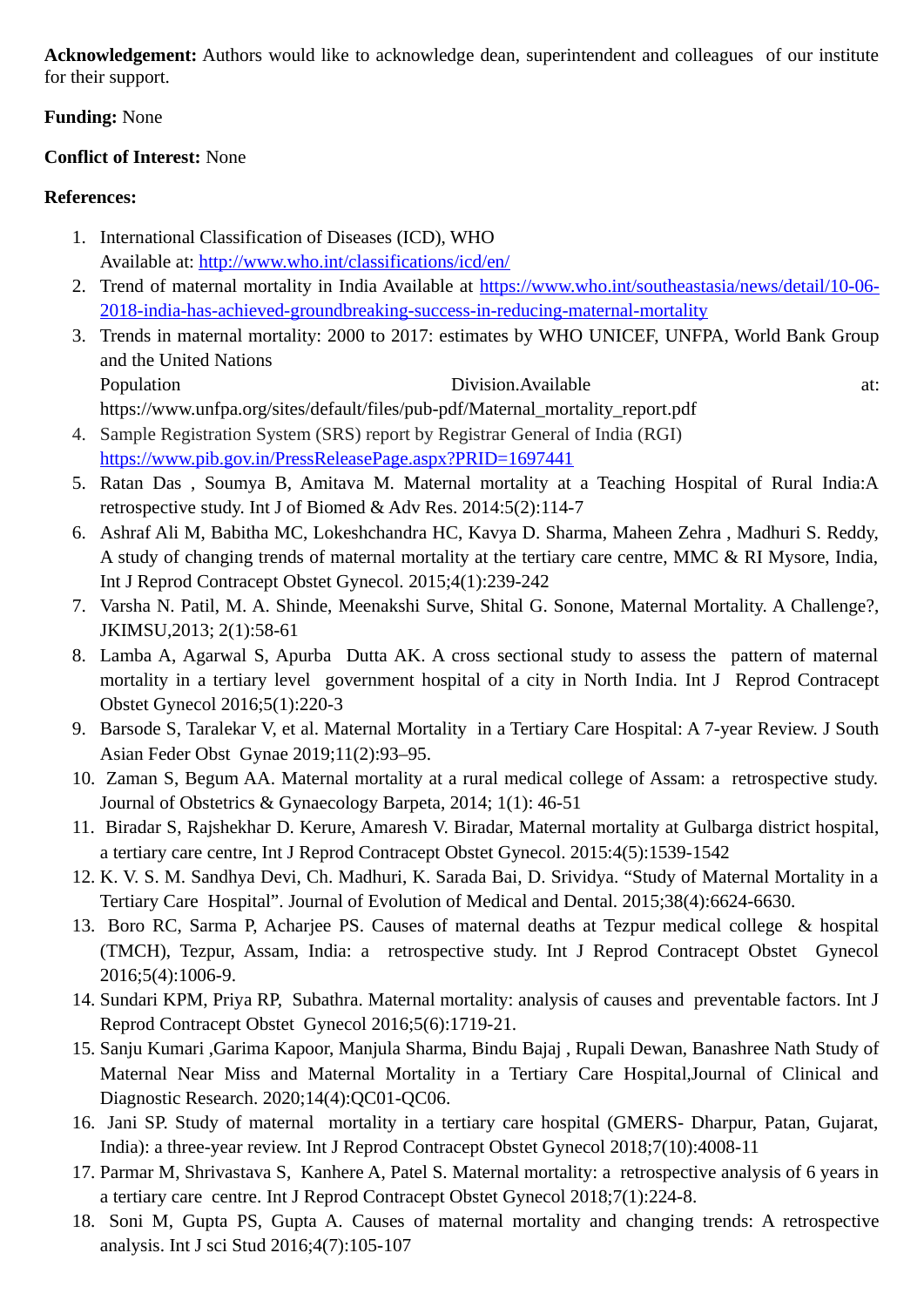**Acknowledgement:** Authors would like to acknowledge dean, superintendent and colleagues of our institute for their support.

**Funding:** None

**Conflict of Interest:** None

**References:**

1. International Classification of Diseases (ICD), WHO
   Available at: http://www.who.int/classifications/icd/en/
2. Trend of maternal mortality in India Available at https://www.who.int/southeastasia/news/detail/10-06-2018-india-has-achieved-groundbreaking-success-in-reducing-maternal-mortality
3. Trends in maternal mortality: 2000 to 2017: estimates by WHO UNICEF, UNFPA, World Bank Group and the United Nations
   Population Division.Available at: https://www.unfpa.org/sites/default/files/pub-pdf/Maternal_mortality_report.pdf
4. Sample Registration System (SRS) report by Registrar General of India (RGI) https://www.pib.gov.in/PressReleasePage.aspx?PRID=1697441
5. Ratan Das , Soumya B, Amitava M. Maternal mortality at a Teaching Hospital of Rural India:A retrospective study. Int J of Biomed & Adv Res. 2014:5(2):114-7
6. Ashraf Ali M, Babitha MC, Lokeshchandra HC, Kavya D. Sharma, Maheen Zehra , Madhuri S. Reddy, A study of changing trends of maternal mortality at the tertiary care centre, MMC & RI Mysore, India, Int J Reprod Contracept Obstet Gynecol. 2015;4(1):239-242
7. Varsha N. Patil, M. A. Shinde, Meenakshi Surve, Shital G. Sonone, Maternal Mortality. A Challenge?, JKIMSU,2013; 2(1):58-61
8. Lamba A, Agarwal S, Apurba Dutta AK. A cross sectional study to assess the pattern of maternal mortality in a tertiary level government hospital of a city in North India. Int J Reprod Contracept Obstet Gynecol 2016;5(1):220-3
9. Barsode S, Taralekar V, et al. Maternal Mortality in a Tertiary Care Hospital: A 7-year Review. J South Asian Feder Obst Gynae 2019;11(2):93–95.
10. Zaman S, Begum AA. Maternal mortality at a rural medical college of Assam: a retrospective study. Journal of Obstetrics & Gynaecology Barpeta, 2014; 1(1): 46-51
11. Biradar S, Rajshekhar D. Kerure, Amaresh V. Biradar, Maternal mortality at Gulbarga district hospital, a tertiary care centre, Int J Reprod Contracept Obstet Gynecol. 2015:4(5):1539-1542
12. K. V. S. M. Sandhya Devi, Ch. Madhuri, K. Sarada Bai, D. Srividya. "Study of Maternal Mortality in a Tertiary Care Hospital". Journal of Evolution of Medical and Dental. 2015;38(4):6624-6630.
13. Boro RC, Sarma P, Acharjee PS. Causes of maternal deaths at Tezpur medical college & hospital (TMCH), Tezpur, Assam, India: a retrospective study. Int J Reprod Contracept Obstet Gynecol 2016;5(4):1006-9.
14. Sundari KPM, Priya RP, Subathra. Maternal mortality: analysis of causes and preventable factors. Int J Reprod Contracept Obstet Gynecol 2016;5(6):1719-21.
15. Sanju Kumari ,Garima Kapoor, Manjula Sharma, Bindu Bajaj , Rupali Dewan, Banashree Nath Study of Maternal Near Miss and Maternal Mortality in a Tertiary Care Hospital,Journal of Clinical and Diagnostic Research. 2020;14(4):QC01-QC06.
16. Jani SP. Study of maternal mortality in a tertiary care hospital (GMERS- Dharpur, Patan, Gujarat, India): a three-year review. Int J Reprod Contracept Obstet Gynecol 2018;7(10):4008-11
17. Parmar M, Shrivastava S, Kanhere A, Patel S. Maternal mortality: a retrospective analysis of 6 years in a tertiary care centre. Int J Reprod Contracept Obstet Gynecol 2018;7(1):224-8.
18. Soni M, Gupta PS, Gupta A. Causes of maternal mortality and changing trends: A retrospective analysis. Int J sci Stud 2016;4(7):105-107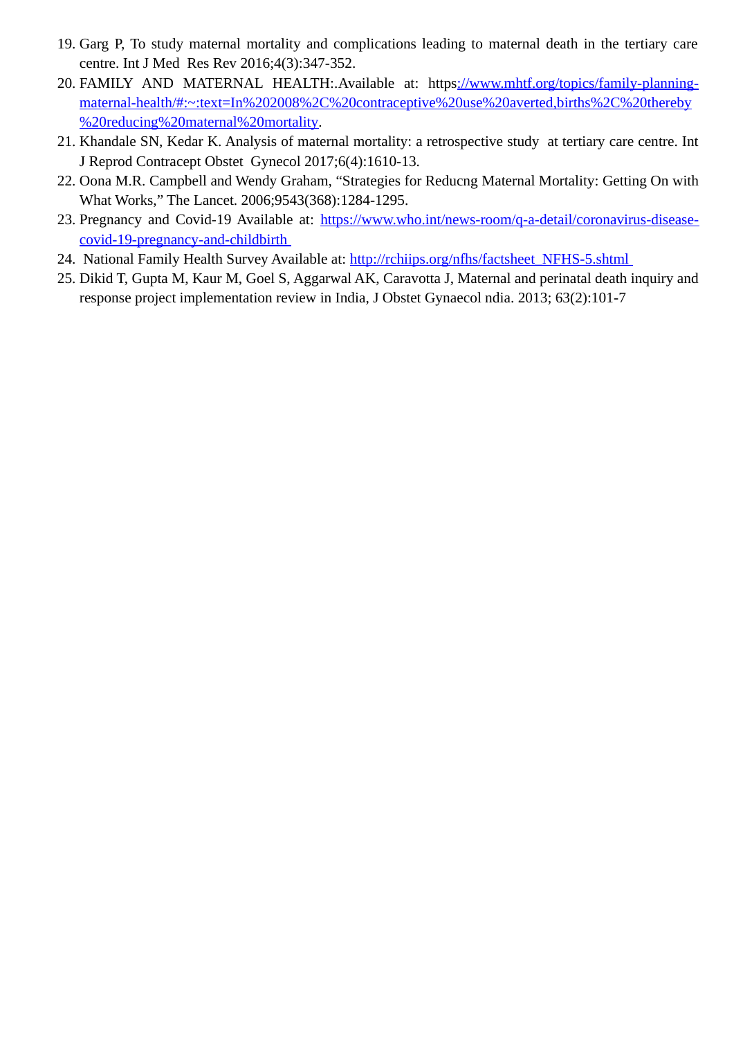19. Garg P, To study maternal mortality and complications leading to maternal death in the tertiary care centre. Int J Med Res Rev 2016;4(3):347-352.
20. FAMILY AND MATERNAL HEALTH:.Available at: https://www.mhtf.org/topics/family-planning-maternal-health/#:~:text=In%202008%2C%20contraceptive%20use%20averted,births%2C%20thereby%20reducing%20maternal%20mortality.
21. Khandale SN, Kedar K. Analysis of maternal mortality: a retrospective study at tertiary care centre. Int J Reprod Contracept Obstet Gynecol 2017;6(4):1610-13.
22. Oona M.R. Campbell and Wendy Graham, "Strategies for Reducng Maternal Mortality: Getting On with What Works," The Lancet. 2006;9543(368):1284-1295.
23. Pregnancy and Covid-19 Available at: https://www.who.int/news-room/q-a-detail/coronavirus-disease-covid-19-pregnancy-and-childbirth
24. National Family Health Survey Available at: http://rchiips.org/nfhs/factsheet_NFHS-5.shtml
25. Dikid T, Gupta M, Kaur M, Goel S, Aggarwal AK, Caravotta J, Maternal and perinatal death inquiry and response project implementation review in India, J Obstet Gynaecol ndia. 2013; 63(2):101-7